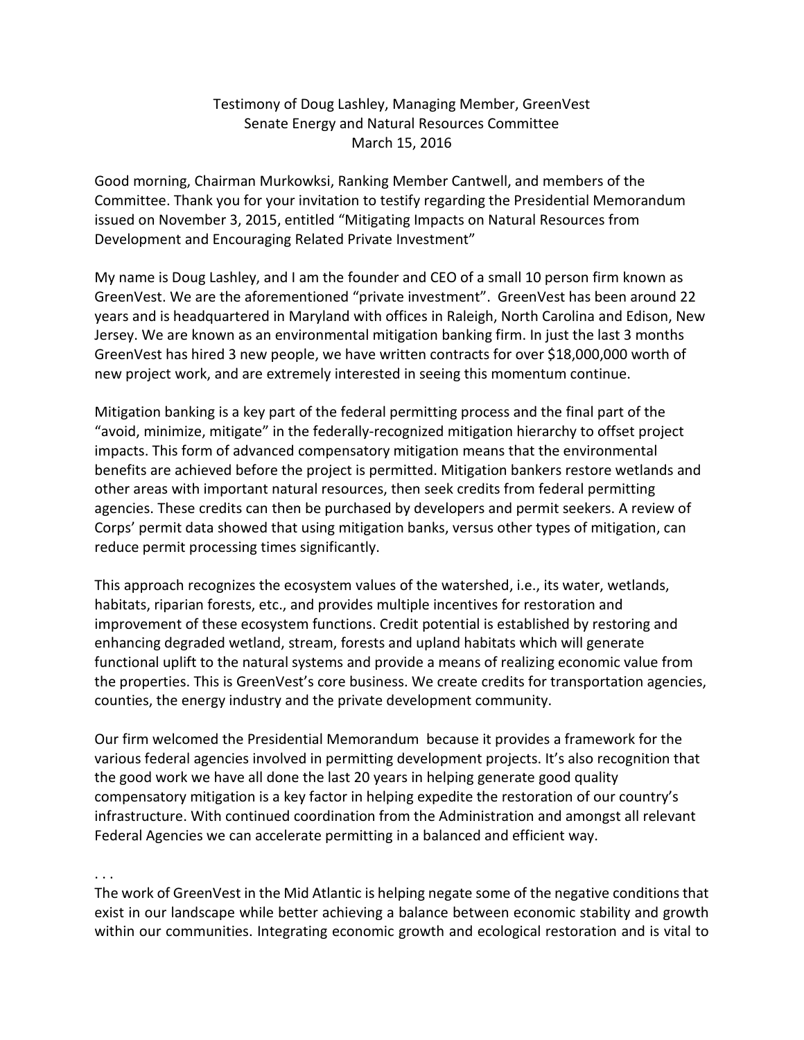Testimony of Doug Lashley, Managing Member, GreenVest
Senate Energy and Natural Resources Committee
March 15, 2016

Good morning, Chairman Murkowksi, Ranking Member Cantwell, and members of the Committee. Thank you for your invitation to testify regarding the Presidential Memorandum issued on November 3, 2015, entitled "Mitigating Impacts on Natural Resources from Development and Encouraging Related Private Investment"

My name is Doug Lashley, and I am the founder and CEO of a small 10 person firm known as GreenVest. We are the aforementioned "private investment". GreenVest has been around 22 years and is headquartered in Maryland with offices in Raleigh, North Carolina and Edison, New Jersey. We are known as an environmental mitigation banking firm. In just the last 3 months GreenVest has hired 3 new people, we have written contracts for over $18,000,000 worth of new project work, and are extremely interested in seeing this momentum continue.

Mitigation banking is a key part of the federal permitting process and the final part of the "avoid, minimize, mitigate" in the federally-recognized mitigation hierarchy to offset project impacts. This form of advanced compensatory mitigation means that the environmental benefits are achieved before the project is permitted. Mitigation bankers restore wetlands and other areas with important natural resources, then seek credits from federal permitting agencies. These credits can then be purchased by developers and permit seekers. A review of Corps' permit data showed that using mitigation banks, versus other types of mitigation, can reduce permit processing times significantly.

This approach recognizes the ecosystem values of the watershed, i.e., its water, wetlands, habitats, riparian forests, etc., and provides multiple incentives for restoration and improvement of these ecosystem functions. Credit potential is established by restoring and enhancing degraded wetland, stream, forests and upland habitats which will generate functional uplift to the natural systems and provide a means of realizing economic value from the properties. This is GreenVest's core business. We create credits for transportation agencies, counties, the energy industry and the private development community.

Our firm welcomed the Presidential Memorandum because it provides a framework for the various federal agencies involved in permitting development projects. It's also recognition that the good work we have all done the last 20 years in helping generate good quality compensatory mitigation is a key factor in helping expedite the restoration of our country's infrastructure. With continued coordination from the Administration and amongst all relevant Federal Agencies we can accelerate permitting in a balanced and efficient way.

. . .

The work of GreenVest in the Mid Atlantic is helping negate some of the negative conditions that exist in our landscape while better achieving a balance between economic stability and growth within our communities. Integrating economic growth and ecological restoration and is vital to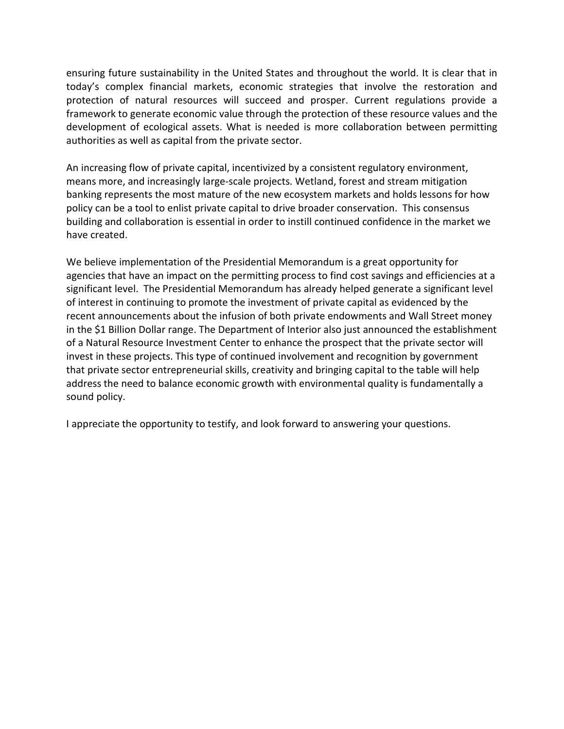ensuring future sustainability in the United States and throughout the world. It is clear that in today's complex financial markets, economic strategies that involve the restoration and protection of natural resources will succeed and prosper. Current regulations provide a framework to generate economic value through the protection of these resource values and the development of ecological assets. What is needed is more collaboration between permitting authorities as well as capital from the private sector.

An increasing flow of private capital, incentivized by a consistent regulatory environment, means more, and increasingly large-scale projects. Wetland, forest and stream mitigation banking represents the most mature of the new ecosystem markets and holds lessons for how policy can be a tool to enlist private capital to drive broader conservation. This consensus building and collaboration is essential in order to instill continued confidence in the market we have created.

We believe implementation of the Presidential Memorandum is a great opportunity for agencies that have an impact on the permitting process to find cost savings and efficiencies at a significant level. The Presidential Memorandum has already helped generate a significant level of interest in continuing to promote the investment of private capital as evidenced by the recent announcements about the infusion of both private endowments and Wall Street money in the $1 Billion Dollar range. The Department of Interior also just announced the establishment of a Natural Resource Investment Center to enhance the prospect that the private sector will invest in these projects. This type of continued involvement and recognition by government that private sector entrepreneurial skills, creativity and bringing capital to the table will help address the need to balance economic growth with environmental quality is fundamentally a sound policy.

I appreciate the opportunity to testify, and look forward to answering your questions.